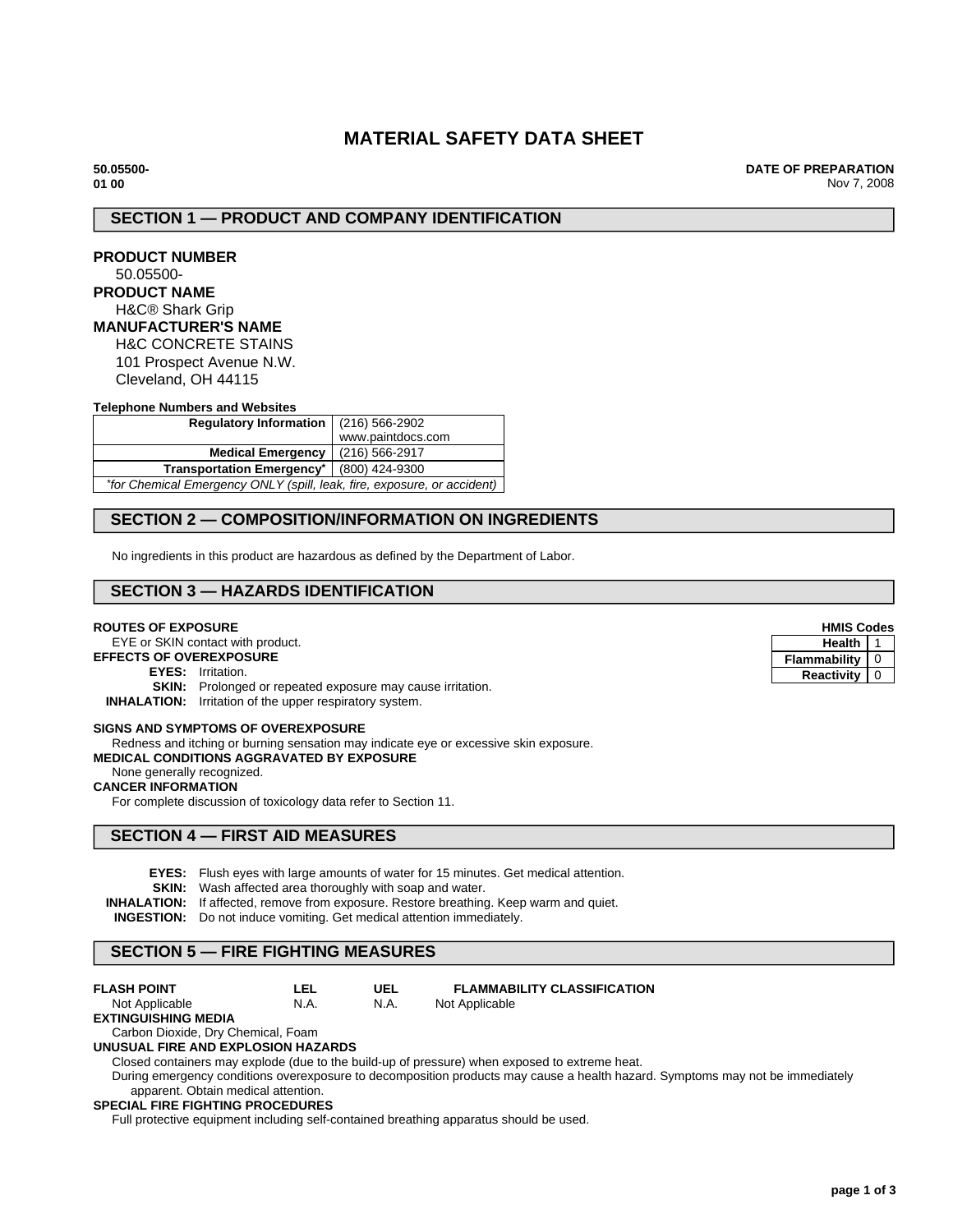# MATERIAL SAFETY DATA SHEET

**50.05500-01 00**

**DATE OF PREPARATION**
Nov 7, 2008

## SECTION 1 — PRODUCT AND COMPANY IDENTIFICATION

**PRODUCT NUMBER**
50.05500-

**PRODUCT NAME**
H&C® Shark Grip

**MANUFACTURER'S NAME**
H&C CONCRETE STAINS
101 Prospect Avenue N.W.
Cleveland, OH 44115

**Telephone Numbers and Websites**

| | |
|---|---|
| **Regulatory Information** | (216) 566-2902 www.paintdocs.com |
| **Medical Emergency** | (216) 566-2917 |
| **Transportation Emergency*** | (800) 424-9300 |
| *\*for Chemical Emergency ONLY (spill, leak, fire, exposure, or accident)* | |

## SECTION 2 — COMPOSITION/INFORMATION ON INGREDIENTS

No ingredients in this product are hazardous as defined by the Department of Labor.

## SECTION 3 — HAZARDS IDENTIFICATION

**HMIS Codes**

| | |
|---|---|
| **Health** | 1 |
| **Flammability** | 0 |
| **Reactivity** | 0 |

**ROUTES OF EXPOSURE**
EYE or SKIN contact with product.

**EFFECTS OF OVEREXPOSURE**
**EYES:** Irritation.
**SKIN:** Prolonged or repeated exposure may cause irritation.
**INHALATION:** Irritation of the upper respiratory system.

**SIGNS AND SYMPTOMS OF OVEREXPOSURE**
Redness and itching or burning sensation may indicate eye or excessive skin exposure.

**MEDICAL CONDITIONS AGGRAVATED BY EXPOSURE**
None generally recognized.

**CANCER INFORMATION**
For complete discussion of toxicology data refer to Section 11.

## SECTION 4 — FIRST AID MEASURES

**EYES:** Flush eyes with large amounts of water for 15 minutes. Get medical attention.
**SKIN:** Wash affected area thoroughly with soap and water.
**INHALATION:** If affected, remove from exposure. Restore breathing. Keep warm and quiet.
**INGESTION:** Do not induce vomiting. Get medical attention immediately.

## SECTION 5 — FIRE FIGHTING MEASURES

| FLASH POINT | LEL | UEL | FLAMMABILITY CLASSIFICATION |
|---|---|---|---|
| Not Applicable | N.A. | N.A. | Not Applicable |

**EXTINGUISHING MEDIA**
Carbon Dioxide, Dry Chemical, Foam

**UNUSUAL FIRE AND EXPLOSION HAZARDS**
Closed containers may explode (due to the build-up of pressure) when exposed to extreme heat.
During emergency conditions overexposure to decomposition products may cause a health hazard. Symptoms may not be immediately apparent. Obtain medical attention.

**SPECIAL FIRE FIGHTING PROCEDURES**
Full protective equipment including self-contained breathing apparatus should be used.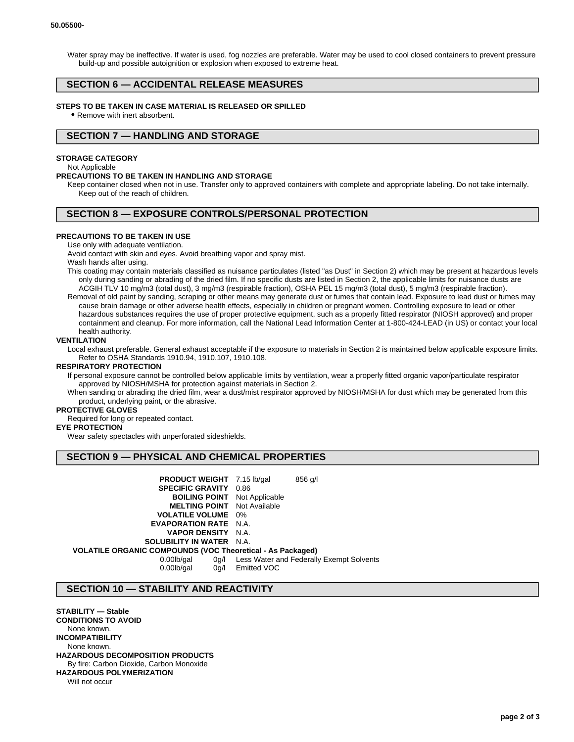Water spray may be ineffective. If water is used, fog nozzles are preferable. Water may be used to cool closed containers to prevent pressure build-up and possible autoignition or explosion when exposed to extreme heat.

## SECTION 6 — ACCIDENTAL RELEASE MEASURES

**STEPS TO BE TAKEN IN CASE MATERIAL IS RELEASED OR SPILLED**

- Remove with inert absorbent.

## SECTION 7 — HANDLING AND STORAGE

**STORAGE CATEGORY**

Not Applicable

**PRECAUTIONS TO BE TAKEN IN HANDLING AND STORAGE**

Keep container closed when not in use. Transfer only to approved containers with complete and appropriate labeling. Do not take internally. Keep out of the reach of children.

## SECTION 8 — EXPOSURE CONTROLS/PERSONAL PROTECTION

**PRECAUTIONS TO BE TAKEN IN USE**

Use only with adequate ventilation.

Avoid contact with skin and eyes. Avoid breathing vapor and spray mist.

Wash hands after using.

This coating may contain materials classified as nuisance particulates (listed "as Dust" in Section 2) which may be present at hazardous levels only during sanding or abrading of the dried film. If no specific dusts are listed in Section 2, the applicable limits for nuisance dusts are ACGIH TLV 10 mg/m3 (total dust), 3 mg/m3 (respirable fraction), OSHA PEL 15 mg/m3 (total dust), 5 mg/m3 (respirable fraction).

Removal of old paint by sanding, scraping or other means may generate dust or fumes that contain lead. Exposure to lead dust or fumes may cause brain damage or other adverse health effects, especially in children or pregnant women. Controlling exposure to lead or other hazardous substances requires the use of proper protective equipment, such as a properly fitted respirator (NIOSH approved) and proper containment and cleanup. For more information, call the National Lead Information Center at 1-800-424-LEAD (in US) or contact your local health authority.

**VENTILATION**

Local exhaust preferable. General exhaust acceptable if the exposure to materials in Section 2 is maintained below applicable exposure limits. Refer to OSHA Standards 1910.94, 1910.107, 1910.108.

**RESPIRATORY PROTECTION**

If personal exposure cannot be controlled below applicable limits by ventilation, wear a properly fitted organic vapor/particulate respirator approved by NIOSH/MSHA for protection against materials in Section 2.

When sanding or abrading the dried film, wear a dust/mist respirator approved by NIOSH/MSHA for dust which may be generated from this product, underlying paint, or the abrasive.

**PROTECTIVE GLOVES**

Required for long or repeated contact.

**EYE PROTECTION**

Wear safety spectacles with unperforated sideshields.

## SECTION 9 — PHYSICAL AND CHEMICAL PROPERTIES

| | | |
|---|---|---|
| **PRODUCT WEIGHT** | 7.15 lb/gal | 856 g/l |
| **SPECIFIC GRAVITY** | 0.86 | |
| **BOILING POINT** | Not Applicable | |
| **MELTING POINT** | Not Available | |
| **VOLATILE VOLUME** | 0% | |
| **EVAPORATION RATE** | N.A. | |
| **VAPOR DENSITY** | N.A. | |
| **SOLUBILITY IN WATER** | N.A. | |

**VOLATILE ORGANIC COMPOUNDS (VOC Theoretical - As Packaged)**

| | | |
|---|---|---|
| 0.00lb/gal | 0g/l | Less Water and Federally Exempt Solvents |
| 0.00lb/gal | 0g/l | Emitted VOC |

## SECTION 10 — STABILITY AND REACTIVITY

**STABILITY — Stable**

**CONDITIONS TO AVOID**

None known.

**INCOMPATIBILITY**

None known.

**HAZARDOUS DECOMPOSITION PRODUCTS**

By fire: Carbon Dioxide, Carbon Monoxide

**HAZARDOUS POLYMERIZATION**

Will not occur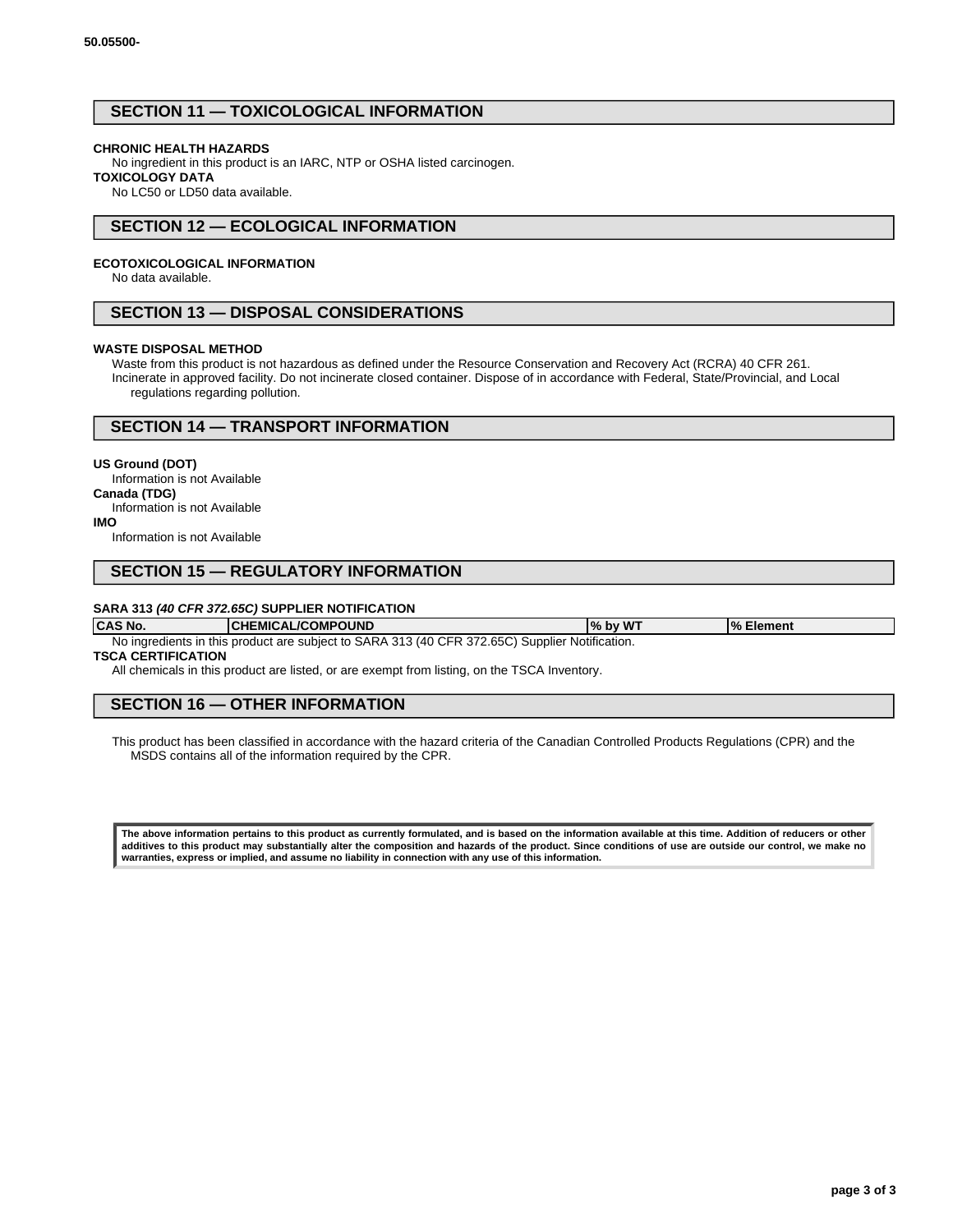## SECTION 11 — TOXICOLOGICAL INFORMATION

**CHRONIC HEALTH HAZARDS**

No ingredient in this product is an IARC, NTP or OSHA listed carcinogen.

**TOXICOLOGY DATA**

No LC50 or LD50 data available.

## SECTION 12 — ECOLOGICAL INFORMATION

**ECOTOXICOLOGICAL INFORMATION**

No data available.

## SECTION 13 — DISPOSAL CONSIDERATIONS

**WASTE DISPOSAL METHOD**

Waste from this product is not hazardous as defined under the Resource Conservation and Recovery Act (RCRA) 40 CFR 261.
Incinerate in approved facility. Do not incinerate closed container. Dispose of in accordance with Federal, State/Provincial, and Local regulations regarding pollution.

## SECTION 14 — TRANSPORT INFORMATION

**US Ground (DOT)**

Information is not Available

**Canada (TDG)**

Information is not Available

**IMO**

Information is not Available

## SECTION 15 — REGULATORY INFORMATION

**SARA 313 *(40 CFR 372.65C)* SUPPLIER NOTIFICATION**

| CAS No. | CHEMICAL/COMPOUND | % by WT | % Element |
|---|---|---|---|

No ingredients in this product are subject to SARA 313 (40 CFR 372.65C) Supplier Notification.

**TSCA CERTIFICATION**

All chemicals in this product are listed, or are exempt from listing, on the TSCA Inventory.

## SECTION 16 — OTHER INFORMATION

This product has been classified in accordance with the hazard criteria of the Canadian Controlled Products Regulations (CPR) and the MSDS contains all of the information required by the CPR.

**The above information pertains to this product as currently formulated, and is based on the information available at this time. Addition of reducers or other additives to this product may substantially alter the composition and hazards of the product. Since conditions of use are outside our control, we make no warranties, express or implied, and assume no liability in connection with any use of this information.**